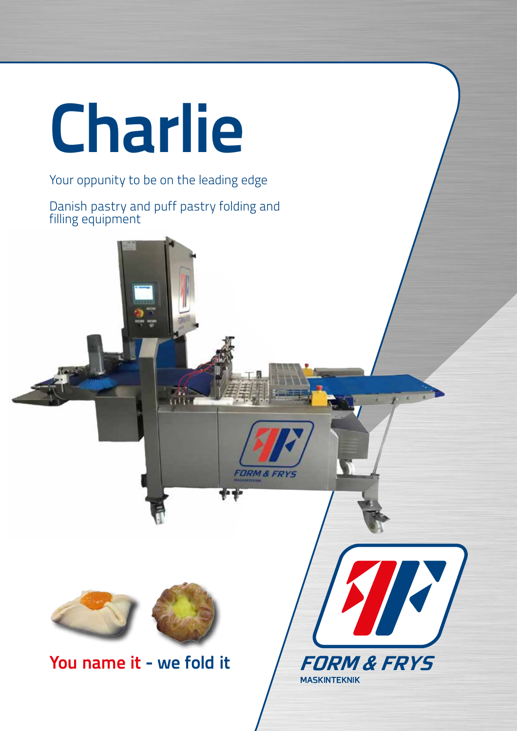# Charlie

Your oppunity to be on the leading edge

Danish pastry and puff pastry folding and filling equipment

**You name it - we fold it**

FORM & FRYS
MASKINTEKNIK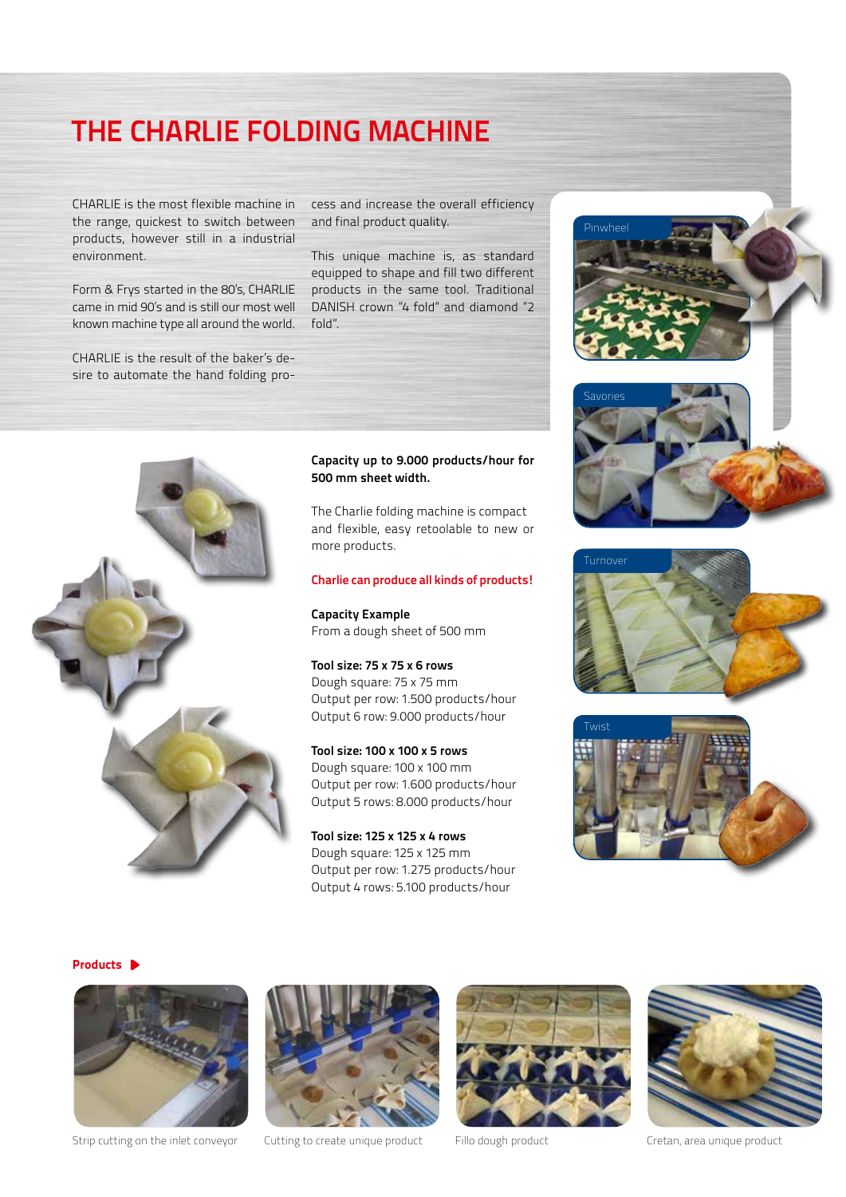# THE CHARLIE FOLDING MACHINE

CHARLIE is the most flexible machine in the range, quickest to switch between products, however still in a industrial environment.

Form & Frys started in the 80's, CHARLIE came in mid 90's and is still our most well known machine type all around the world.

CHARLIE is the result of the baker's desire to automate the hand folding process and increase the overall efficiency and final product quality.

This unique machine is, as standard equipped to shape and fill two different products in the same tool. Traditional DANISH crown "4 fold" and diamond "2 fold".

**Capacity up to 9.000 products/hour for 500 mm sheet width.**

The Charlie folding machine is compact and flexible, easy retoolable to new or more products.

**Charlie can produce all kinds of products!**

**Capacity Example**
From a dough sheet of 500 mm

**Tool size: 75 x 75 x 6 rows**
Dough square: 75 x 75 mm
Output per row: 1.500 products/hour
Output 6 row: 9.000 products/hour

**Tool size: 100 x 100 x 5 rows**
Dough square: 100 x 100 mm
Output per row: 1.600 products/hour
Output 5 rows: 8.000 products/hour

**Tool size: 125 x 125 x 4 rows**
Dough square: 125 x 125 mm
Output per row: 1.275 products/hour
Output 4 rows: 5.100 products/hour

Pinwheel

Savories

Turnover

Twist

**Products**

Strip cutting on the inlet conveyor

Cutting to create unique product

Fillo dough product

Cretan, area unique product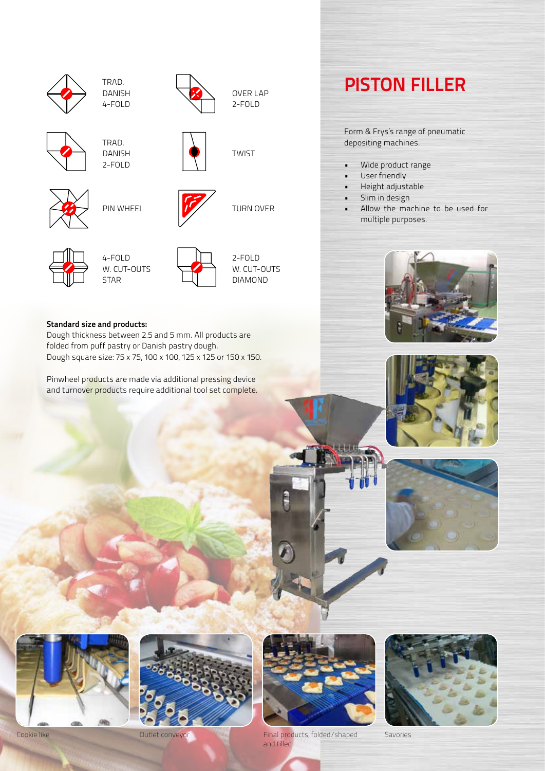TRAD. DANISH 4-FOLD

OVER LAP 2-FOLD

TRAD. DANISH 2-FOLD

TWIST

PIN WHEEL

TURN OVER

4-FOLD W. CUT-OUTS STAR

2-FOLD W. CUT-OUTS DIAMOND

**Standard size and products:**
Dough thickness between 2.5 and 5 mm. All products are folded from puff pastry or Danish pastry dough.
Dough square size: 75 x 75, 100 x 100, 125 x 125 or 150 x 150.

Pinwheel products are made via additional pressing device and turnover products require additional tool set complete.

# PISTON FILLER

Form & Frys's range of pneumatic depositing machines.

- Wide product range
- User friendly
- Height adjustable
- Slim in design
- Allow the machine to be used for multiple purposes.

Cookie like

Outlet conveyor

Final products, folded/shaped and filled

Savories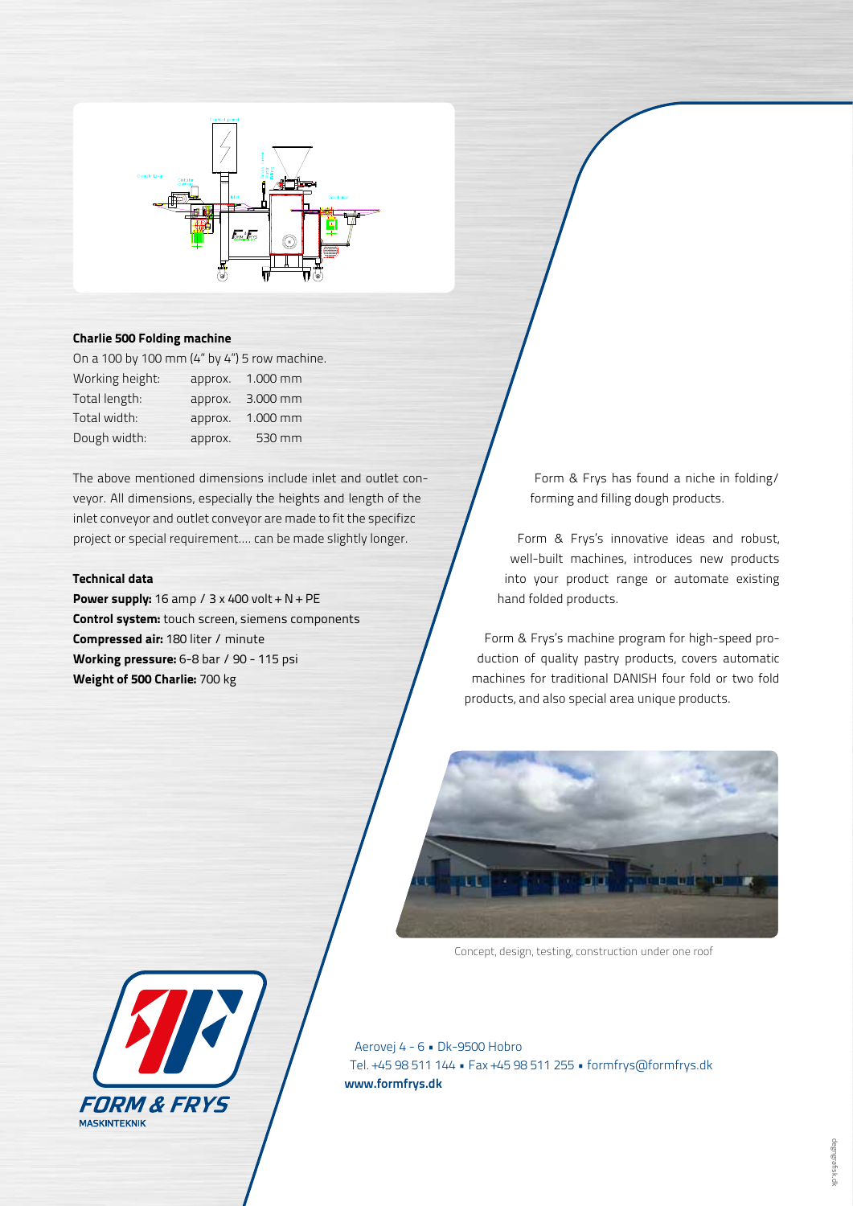### Charlie 500 Folding machine

On a 100 by 100 mm (4" by 4") 5 row machine.

| | | |
|---|---|---|
| Working height: | approx. | 1.000 mm |
| Total length: | approx. | 3.000 mm |
| Total width: | approx. | 1.000 mm |
| Dough width: | approx. | 530 mm |

The above mentioned dimensions include inlet and outlet conveyor. All dimensions, especially the heights and length of the inlet conveyor and outlet conveyor are made to fit the specifizc project or special requirement.... can be made slightly longer.

### Technical data

**Power supply:** 16 amp / 3 x 400 volt + N + PE
**Control system:** touch screen, siemens components
**Compressed air:** 180 liter / minute
**Working pressure:** 6-8 bar / 90 - 115 psi
**Weight of 500 Charlie:** 700 kg

Form & Frys has found a niche in folding/ forming and filling dough products.

Form & Frys's innovative ideas and robust, well-built machines, introduces new products into your product range or automate existing hand folded products.

Form & Frys's machine program for high-speed production of quality pastry products, covers automatic machines for traditional DANISH four fold or two fold products, and also special area unique products.

Concept, design, testing, construction under one roof

FORM & FRYS
MASKINTEKNIK

Aerovej 4 - 6 ▪ Dk-9500 Hobro
Tel. +45 98 511 144 ▪ Fax +45 98 511 255 ▪ formfrys@formfrys.dk
**www.formfrys.dk**